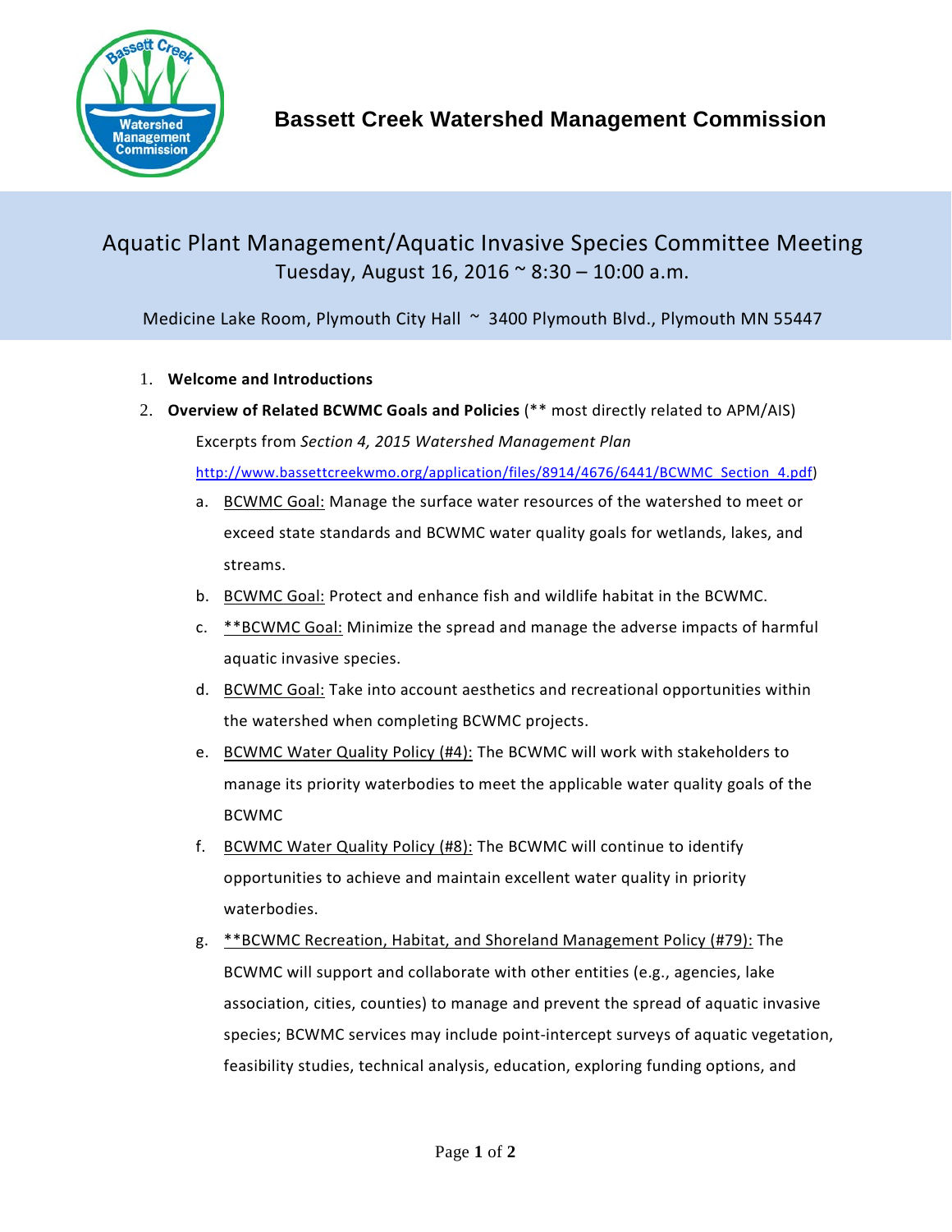# Bassett Creek Watershed Management Commission

## Aquatic Plant Management/Aquatic Invasive Species Committee Meeting

Tuesday, August 16, 2016 ~ 8:30 – 10:00 a.m.

Medicine Lake Room, Plymouth City Hall ~ 3400 Plymouth Blvd., Plymouth MN 55447

1. **Welcome and Introductions**
2. **Overview of Related BCWMC Goals and Policies** (** most directly related to APM/AIS)

   Excerpts from *Section 4, 2015 Watershed Management Plan* http://www.bassettcreekwmo.org/application/files/8914/4676/6441/BCWMC_Section_4.pdf)

   a. BCWMC Goal: Manage the surface water resources of the watershed to meet or exceed state standards and BCWMC water quality goals for wetlands, lakes, and streams.
   b. BCWMC Goal: Protect and enhance fish and wildlife habitat in the BCWMC.
   c. **BCWMC Goal: Minimize the spread and manage the adverse impacts of harmful aquatic invasive species.
   d. BCWMC Goal: Take into account aesthetics and recreational opportunities within the watershed when completing BCWMC projects.
   e. BCWMC Water Quality Policy (#4): The BCWMC will work with stakeholders to manage its priority waterbodies to meet the applicable water quality goals of the BCWMC
   f. BCWMC Water Quality Policy (#8): The BCWMC will continue to identify opportunities to achieve and maintain excellent water quality in priority waterbodies.
   g. **BCWMC Recreation, Habitat, and Shoreland Management Policy (#79): The BCWMC will support and collaborate with other entities (e.g., agencies, lake association, cities, counties) to manage and prevent the spread of aquatic invasive species; BCWMC services may include point-intercept surveys of aquatic vegetation, feasibility studies, technical analysis, education, exploring funding options, and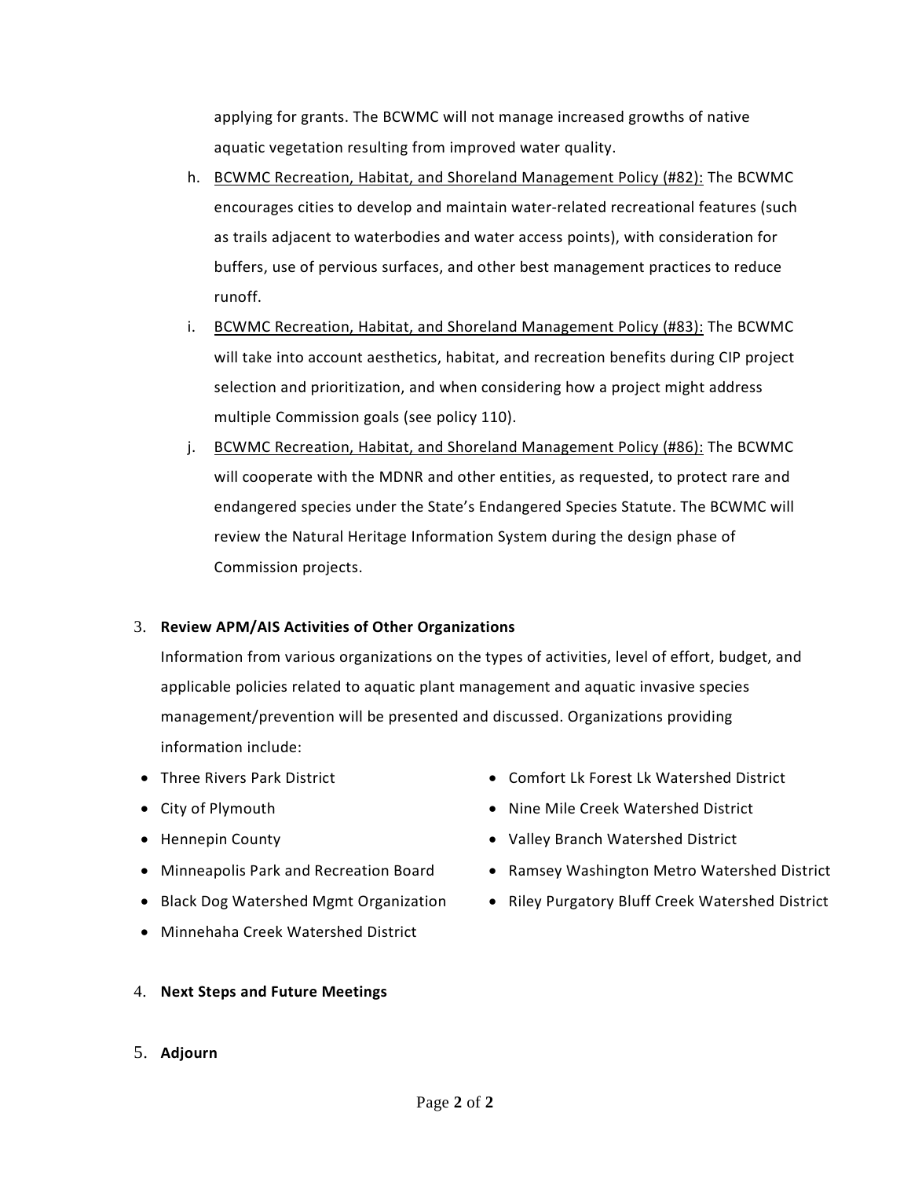applying for grants. The BCWMC will not manage increased growths of native aquatic vegetation resulting from improved water quality.

h. BCWMC Recreation, Habitat, and Shoreland Management Policy (#82): The BCWMC encourages cities to develop and maintain water-related recreational features (such as trails adjacent to waterbodies and water access points), with consideration for buffers, use of pervious surfaces, and other best management practices to reduce runoff.

i. BCWMC Recreation, Habitat, and Shoreland Management Policy (#83): The BCWMC will take into account aesthetics, habitat, and recreation benefits during CIP project selection and prioritization, and when considering how a project might address multiple Commission goals (see policy 110).

j. BCWMC Recreation, Habitat, and Shoreland Management Policy (#86): The BCWMC will cooperate with the MDNR and other entities, as requested, to protect rare and endangered species under the State's Endangered Species Statute. The BCWMC will review the Natural Heritage Information System during the design phase of Commission projects.

3. **Review APM/AIS Activities of Other Organizations**

   Information from various organizations on the types of activities, level of effort, budget, and applicable policies related to aquatic plant management and aquatic invasive species management/prevention will be presented and discussed. Organizations providing information include:

- Three Rivers Park District
- City of Plymouth
- Hennepin County
- Minneapolis Park and Recreation Board
- Black Dog Watershed Mgmt Organization
- Minnehaha Creek Watershed District
- Comfort Lk Forest Lk Watershed District
- Nine Mile Creek Watershed District
- Valley Branch Watershed District
- Ramsey Washington Metro Watershed District
- Riley Purgatory Bluff Creek Watershed District

4. **Next Steps and Future Meetings**

5. **Adjourn**